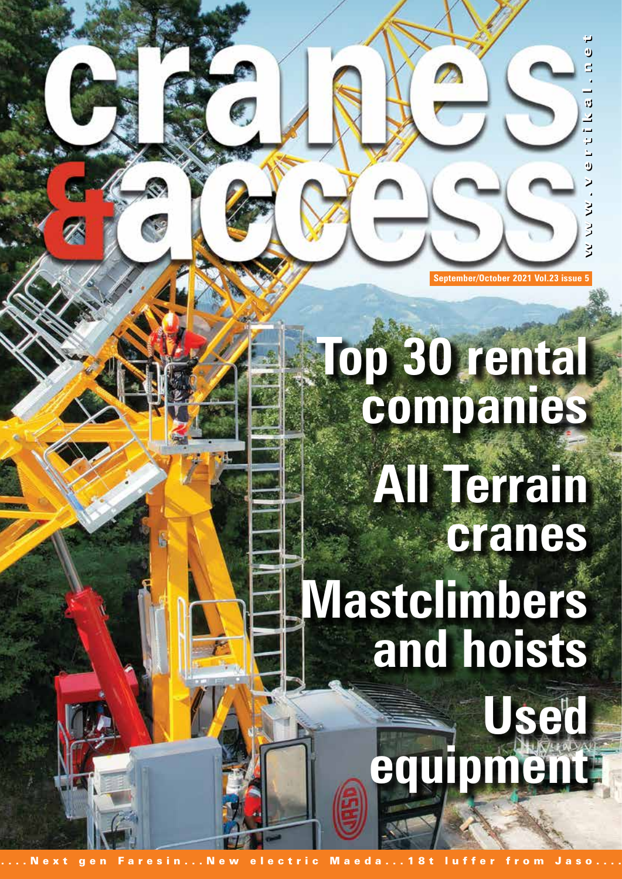# cranes & access

www.vertikal.net

September/October 2021 Vol.23 issue 5

## Top 30 rental companies

## All Terrain cranes

## Mastclimbers and hoists

## Used equipment

....Next gen Faresin...New electric Maeda...18t luffer from Jaso....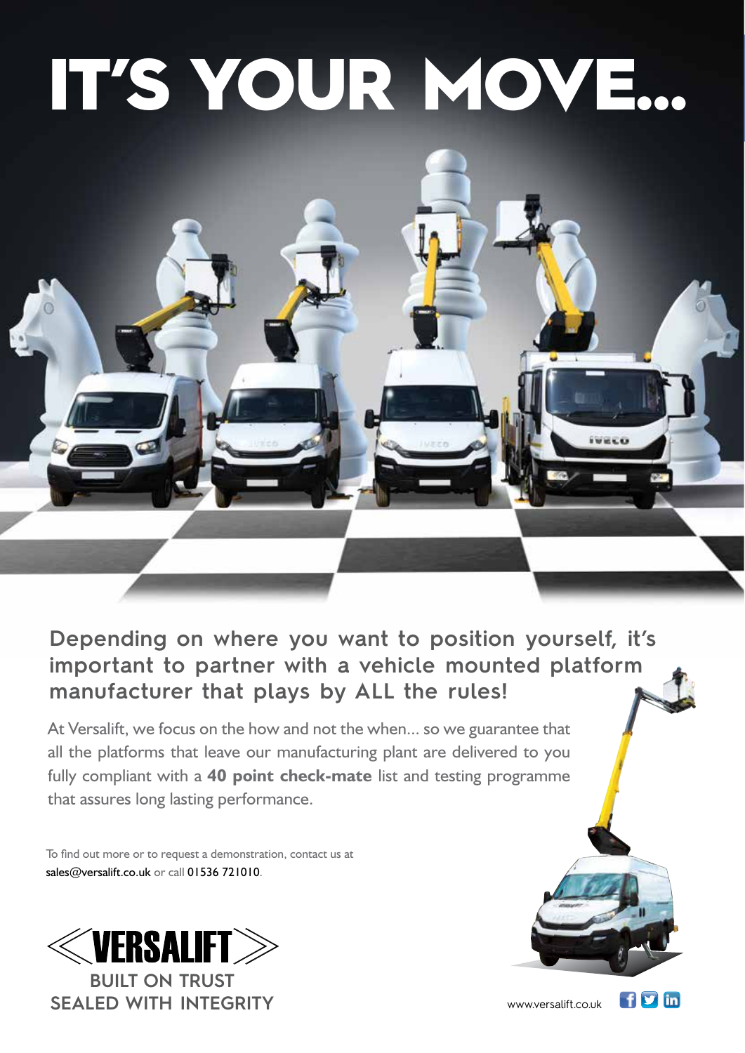# IT'S YOUR MOVE...

**Depending on where you want to position yourself, it's important to partner with a vehicle mounted platform manufacturer that plays by ALL the rules!**

At Versalift, we focus on the how and not the when... so we guarantee that all the platforms that leave our manufacturing plant are delivered to you fully compliant with a **40 point check-mate** list and testing programme that assures long lasting performance.

To find out more or to request a demonstration, contact us at sales@versalift.co.uk or call 01536 721010.

VERSALIFT

BUILT ON TRUST
SEALED WITH INTEGRITY

www.versalift.co.uk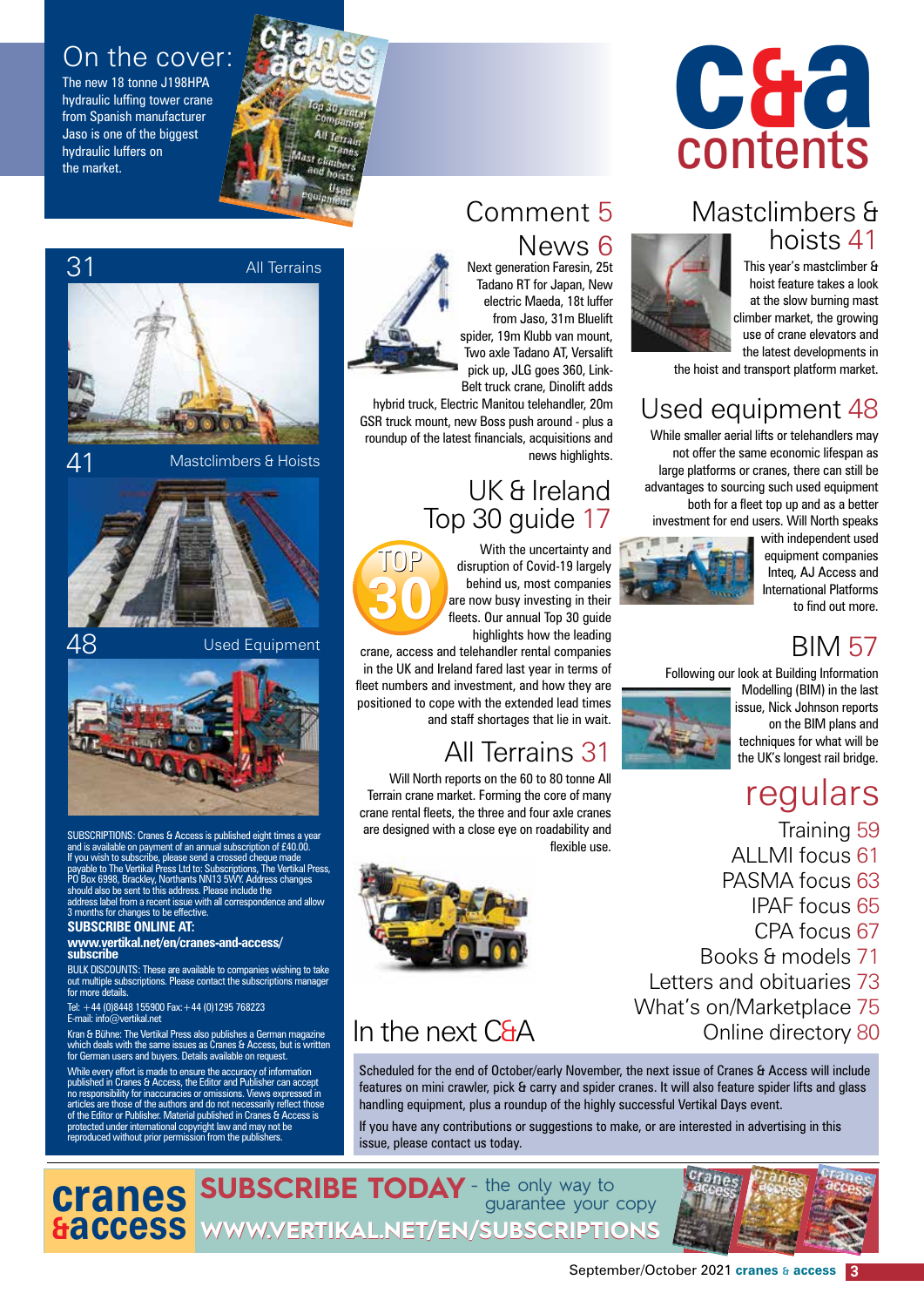# c&a contents

## On the cover:

The new 18 tonne J198HPA hydraulic luffing tower crane from Spanish manufacturer Jaso is one of the biggest hydraulic luffers on the market.

31 All Terrains

41 Mastclimbers & Hoists

48 Used Equipment

## Comment 5

## News 6

Next generation Faresin, 25t Tadano RT for Japan, New electric Maeda, 18t luffer from Jaso, 31m Bluelift spider, 19m Klubb van mount, Two axle Tadano AT, Versalift pick up, JLG goes 360, Link-Belt truck crane, Dinolift adds hybrid truck, Electric Manitou telehandler, 20m GSR truck mount, new Boss push around - plus a roundup of the latest financials, acquisitions and news highlights.

## UK & Ireland Top 30 guide 17

With the uncertainty and disruption of Covid-19 largely behind us, most companies are now busy investing in their fleets. Our annual Top 30 guide highlights how the leading crane, access and telehandler rental companies in the UK and Ireland fared last year in terms of fleet numbers and investment, and how they are positioned to cope with the extended lead times and staff shortages that lie in wait.

## All Terrains 31

Will North reports on the 60 to 80 tonne All Terrain crane market. Forming the core of many crane rental fleets, the three and four axle cranes are designed with a close eye on roadability and flexible use.

## Mastclimbers & hoists 41

This year's mastclimber & hoist feature takes a look at the slow burning mast climber market, the growing use of crane elevators and the latest developments in the hoist and transport platform market.

## Used equipment 48

While smaller aerial lifts or telehandlers may not offer the same economic lifespan as large platforms or cranes, there can still be advantages to sourcing such used equipment both for a fleet top up and as a better investment for end users. Will North speaks with independent used equipment companies Inteq, AJ Access and International Platforms to find out more.

## BIM 57

Following our look at Building Information Modelling (BIM) in the last issue, Nick Johnson reports on the BIM plans and techniques for what will be the UK's longest rail bridge.

## regulars

Training 59
ALLMI focus 61
PASMA focus 63
IPAF focus 65
CPA focus 67
Books & models 71
Letters and obituaries 73
What's on/Marketplace 75
Online directory 80

## In the next C&A

Scheduled for the end of October/early November, the next issue of Cranes & Access will include features on mini crawler, pick & carry and spider cranes. It will also feature spider lifts and glass handling equipment, plus a roundup of the highly successful Vertikal Days event.

If you have any contributions or suggestions to make, or are interested in advertising in this issue, please contact us today.

SUBSCRIPTIONS: Cranes & Access is published eight times a year and is available on payment of an annual subscription of £40.00. If you wish to subscribe, please send a crossed cheque made payable to The Vertikal Press Ltd to: Subscriptions, The Vertikal Press, PO Box 6998, Brackley, Northants NN13 5WY. Address changes should also be sent to this address. Please include the address label from a recent issue with all correspondence and allow 3 months for changes to be effective.

**SUBSCRIBE ONLINE AT:**
**www.vertikal.net/en/cranes-and-access/subscribe**

BULK DISCOUNTS: These are available to companies wishing to take out multiple subscriptions. Please contact the subscriptions manager for more details.

Tel: +44 (0)8448 155900 Fax: +44 (0)1295 768223
E-mail: info@vertikal.net

Kran & Bühne: The Vertikal Press also publishes a German magazine which deals with the same issues as Cranes & Access, but is written for German users and buyers. Details available on request.

While every effort is made to ensure the accuracy of information published in Cranes & Access, the Editor and Publisher can accept no responsibility for inaccuracies or omissions. Views expressed in articles are those of the authors and do not necessarily reflect those of the Editor or Publisher. Material published in Cranes & Access is protected under international copyright law and may not be reproduced without prior permission from the publishers.

**cranes & access** **SUBSCRIBE TODAY** - the only way to guarantee your copy
**WWW.VERTIKAL.NET/EN/SUBSCRIPTIONS**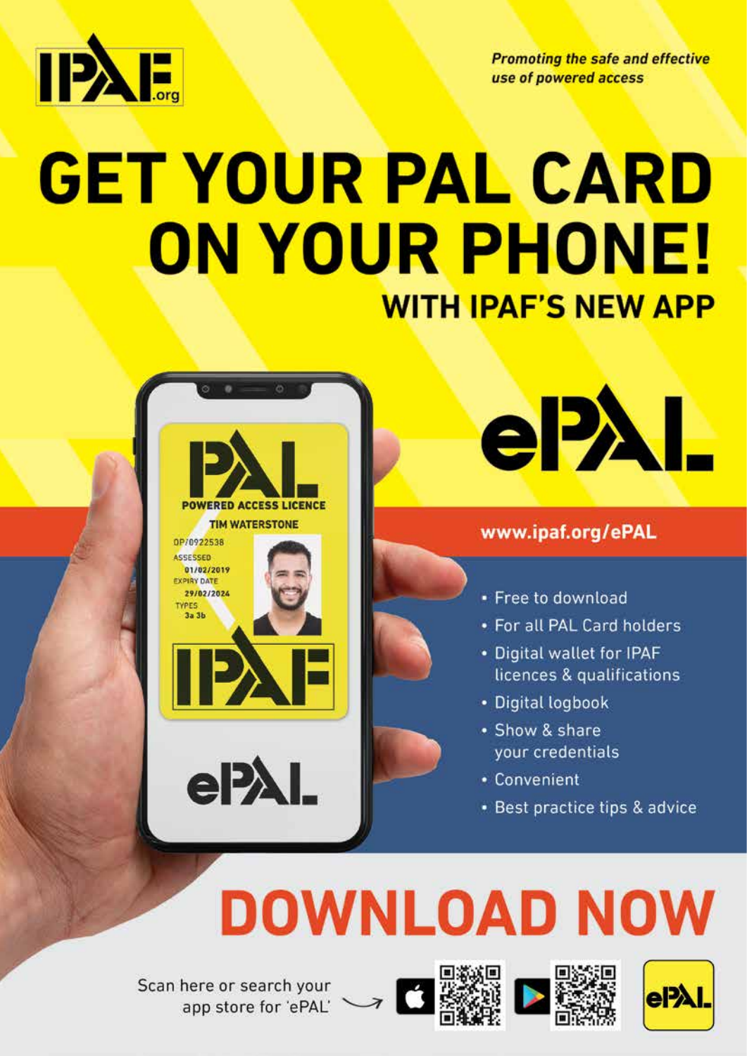*Promoting the safe and effective use of powered access*

# GET YOUR PAL CARD ON YOUR PHONE!

## WITH IPAF'S NEW APP

ePAL

www.ipaf.org/ePAL

- Free to download
- For all PAL Card holders
- Digital wallet for IPAF licences & qualifications
- Digital logbook
- Show & share your credentials
- Convenient
- Best practice tips & advice

# DOWNLOAD NOW

Scan here or search your app store for 'ePAL'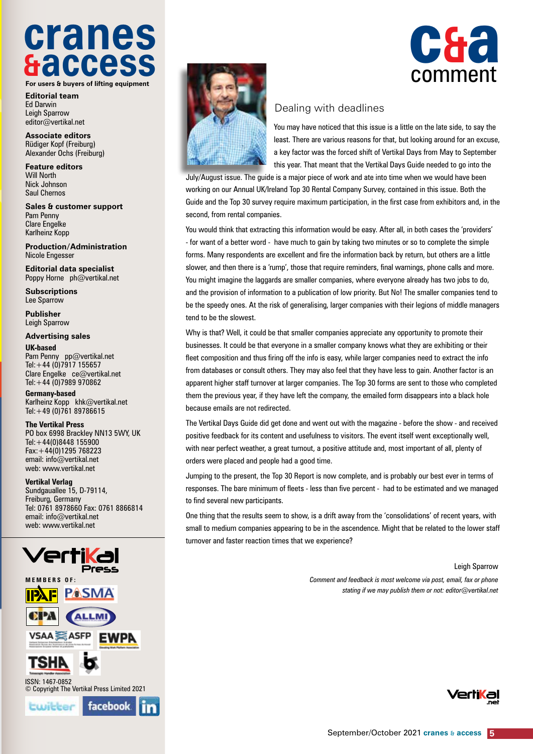# cranes & access

For users & buyers of lifting equipment

**Editorial team**
Ed Darwin
Leigh Sparrow
editor@vertikal.net

**Associate editors**
Rüdiger Kopf (Freiburg)
Alexander Ochs (Freiburg)

**Feature editors**
Will North
Nick Johnson
Saul Chernos

**Sales & customer support**
Pam Penny
Clare Engelke
Karlheinz Kopp

**Production/Administration**
Nicole Engesser

**Editorial data specialist**
Poppy Horne ph@vertikal.net

**Subscriptions**
Lee Sparrow

**Publisher**
Leigh Sparrow

**Advertising sales**

**UK-based**
Pam Penny pp@vertikal.net
Tel:+44 (0)7917 155657
Clare Engelke ce@vertikal.net
Tel:+44 (0)7989 970862

**Germany-based**
Karlheinz Kopp khk@vertikal.net
Tel:+49 (0)761 89786615

**The Vertikal Press**
PO box 6998 Brackley NN13 5WY, UK
Tel:+44(0)8448 155900
Fax:+44(0)1295 768223
email: info@vertikal.net
web: www.vertikal.net

**Vertikal Verlag**
Sundgauallee 15, D-79114,
Freiburg, Germany
Tel: 0761 8978660 Fax: 0761 8866814
email: info@vertikal.net
web: www.vertikal.net

Vertikal Press

MEMBERS OF:

IPAF, PASMA, CPA, ALLMI, VSAA ASFP, EWPA, TSHA

ISSN: 1467-0852
© Copyright The Vertikal Press Limited 2021

# c&a comment

## Dealing with deadlines

You may have noticed that this issue is a little on the late side, to say the least. There are various reasons for that, but looking around for an excuse, a key factor was the forced shift of Vertikal Days from May to September this year. That meant that the Vertikal Days Guide needed to go into the July/August issue. The guide is a major piece of work and ate into time when we would have been working on our Annual UK/Ireland Top 30 Rental Company Survey, contained in this issue. Both the Guide and the Top 30 survey require maximum participation, in the first case from exhibitors and, in the second, from rental companies.

You would think that extracting this information would be easy. After all, in both cases the 'providers' - for want of a better word - have much to gain by taking two minutes or so to complete the simple forms. Many respondents are excellent and fire the information back by return, but others are a little slower, and then there is a 'rump', those that require reminders, final warnings, phone calls and more. You might imagine the laggards are smaller companies, where everyone already has two jobs to do, and the provision of information to a publication of low priority. But No! The smaller companies tend to be the speedy ones. At the risk of generalising, larger companies with their legions of middle managers tend to be the slowest.

Why is that? Well, it could be that smaller companies appreciate any opportunity to promote their businesses. It could be that everyone in a smaller company knows what they are exhibiting or their fleet composition and thus firing off the info is easy, while larger companies need to extract the info from databases or consult others. They may also feel that they have less to gain. Another factor is an apparent higher staff turnover at larger companies. The Top 30 forms are sent to those who completed them the previous year, if they have left the company, the emailed form disappears into a black hole because emails are not redirected.

The Vertikal Days Guide did get done and went out with the magazine - before the show - and received positive feedback for its content and usefulness to visitors. The event itself went exceptionally well, with near perfect weather, a great turnout, a positive attitude and, most important of all, plenty of orders were placed and people had a good time.

Jumping to the present, the Top 30 Report is now complete, and is probably our best ever in terms of responses. The bare minimum of fleets - less than five percent - had to be estimated and we managed to find several new participants.

One thing that the results seem to show, is a drift away from the 'consolidations' of recent years, with small to medium companies appearing to be in the ascendence. Might that be related to the lower staff turnover and faster reaction times that we experience?

Leigh Sparrow

*Comment and feedback is most welcome via post, email, fax or phone stating if we may publish them or not: editor@vertikal.net*